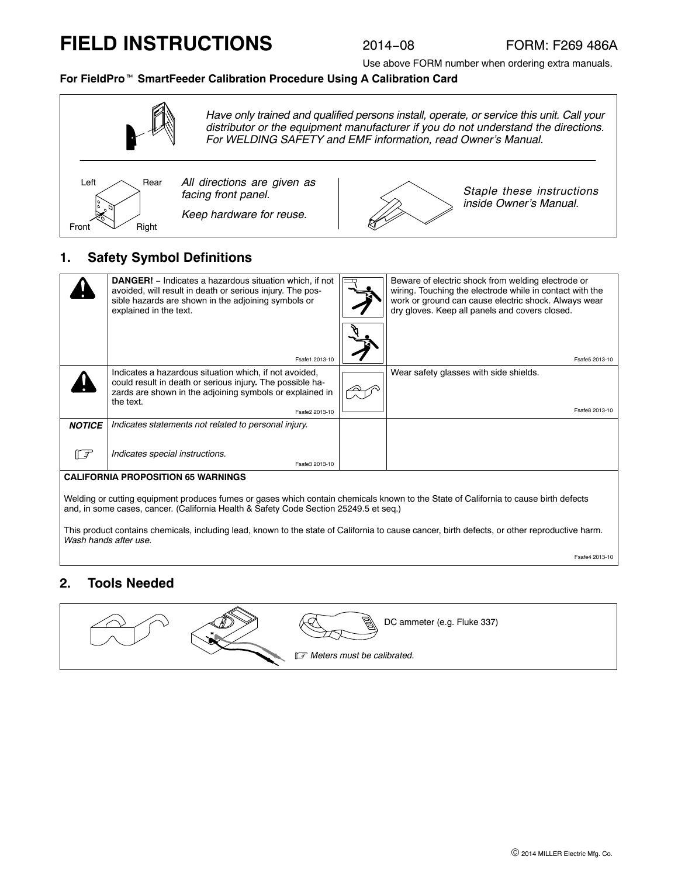# FIELD INSTRUCTIONS

2014−08 FORM: F269 486A

Use above FORM number when ordering extra manuals.

**For FieldPro™ SmartFeeder Calibration Procedure Using A Calibration Card**

*Have only trained and qualified persons install, operate, or service this unit. Call your distributor or the equipment manufacturer if you do not understand the directions. For WELDING SAFETY and EMF information, read Owner's Manual.*

Left Rear Front Right

*All directions are given as facing front panel.*

*Keep hardware for reuse.*

*Staple these instructions inside Owner's Manual.*

## 1. Safety Symbol Definitions

| | | | |
|---|---|---|---|
| | **DANGER!** − Indicates a hazardous situation which, if not avoided, will result in death or serious injury. The possible hazards are shown in the adjoining symbols or explained in the text. Fsafe1 2013-10 | | Beware of electric shock from welding electrode or wiring. Touching the electrode while in contact with the work or ground can cause electric shock. Always wear dry gloves. Keep all panels and covers closed. Fsafe5 2013-10 |
| | Indicates a hazardous situation which, if not avoided, could result in death or serious injury. The possible hazards are shown in the adjoining symbols or explained in the text. Fsafe2 2013-10 | | Wear safety glasses with side shields. Fsafe8 2013-10 |
| ***NOTICE*** | *Indicates statements not related to personal injury.* | | |
| ☞ | *Indicates special instructions.* Fsafe3 2013-10 | | |

**CALIFORNIA PROPOSITION 65 WARNINGS**

Welding or cutting equipment produces fumes or gases which contain chemicals known to the State of California to cause birth defects and, in some cases, cancer. (California Health & Safety Code Section 25249.5 et seq.)

This product contains chemicals, including lead, known to the state of California to cause cancer, birth defects, or other reproductive harm. *Wash hands after use.*

Fsafe4 2013-10

## 2. Tools Needed

DC ammeter (e.g. Fluke 337)

☞ *Meters must be calibrated.*

© 2014 MILLER Electric Mfg. Co.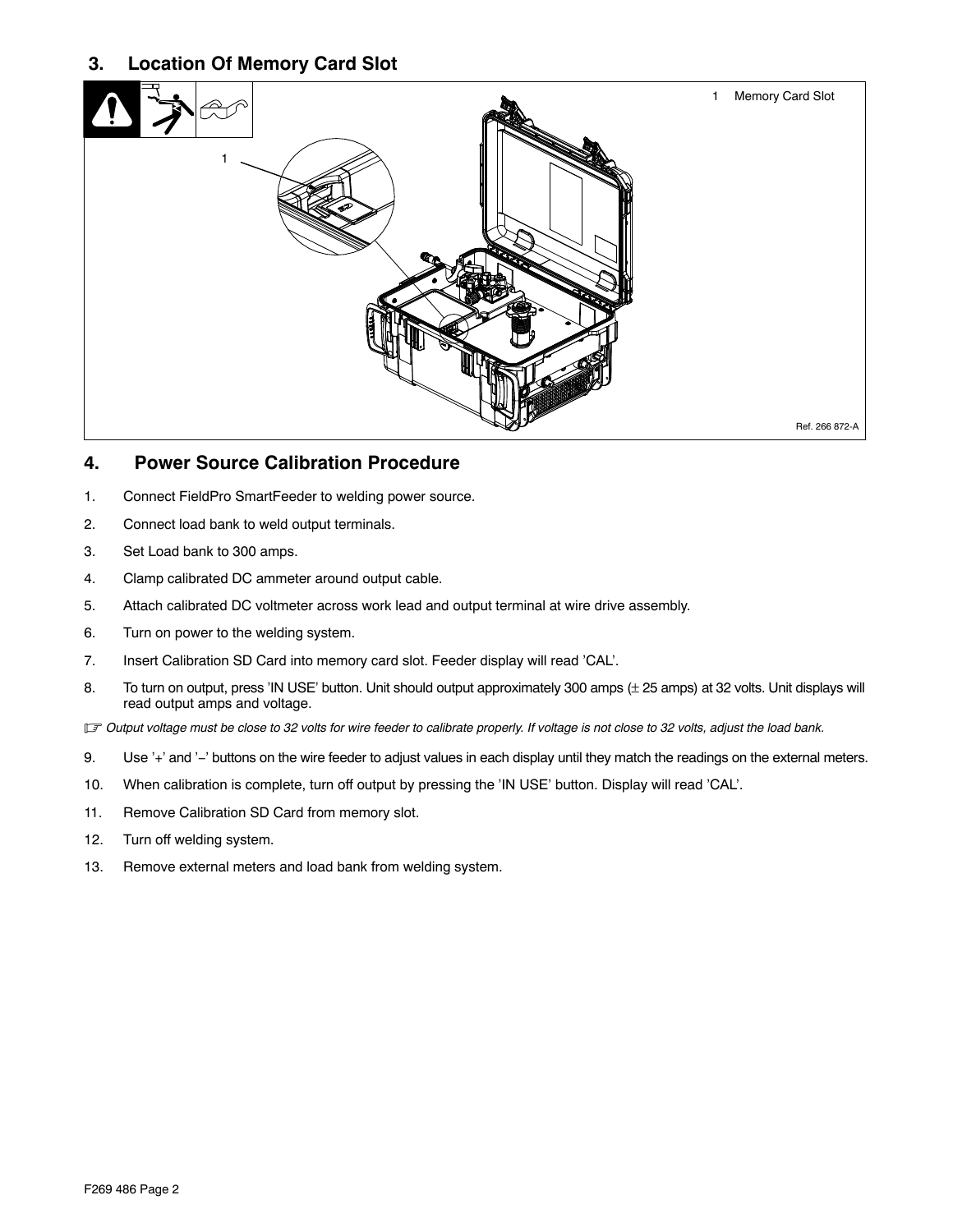## 3. Location Of Memory Card Slot

1 Memory Card Slot

Ref. 266 872-A

## 4. Power Source Calibration Procedure

1. Connect FieldPro SmartFeeder to welding power source.
2. Connect load bank to weld output terminals.
3. Set Load bank to 300 amps.
4. Clamp calibrated DC ammeter around output cable.
5. Attach calibrated DC voltmeter across work lead and output terminal at wire drive assembly.
6. Turn on power to the welding system.
7. Insert Calibration SD Card into memory card slot. Feeder display will read 'CAL'.
8. To turn on output, press 'IN USE' button. Unit should output approximately 300 amps (± 25 amps) at 32 volts. Unit displays will read output amps and voltage.

☞ *Output voltage must be close to 32 volts for wire feeder to calibrate properly. If voltage is not close to 32 volts, adjust the load bank.*

9. Use '+' and '–' buttons on the wire feeder to adjust values in each display until they match the readings on the external meters.
10. When calibration is complete, turn off output by pressing the 'IN USE' button. Display will read 'CAL'.
11. Remove Calibration SD Card from memory slot.
12. Turn off welding system.
13. Remove external meters and load bank from welding system.